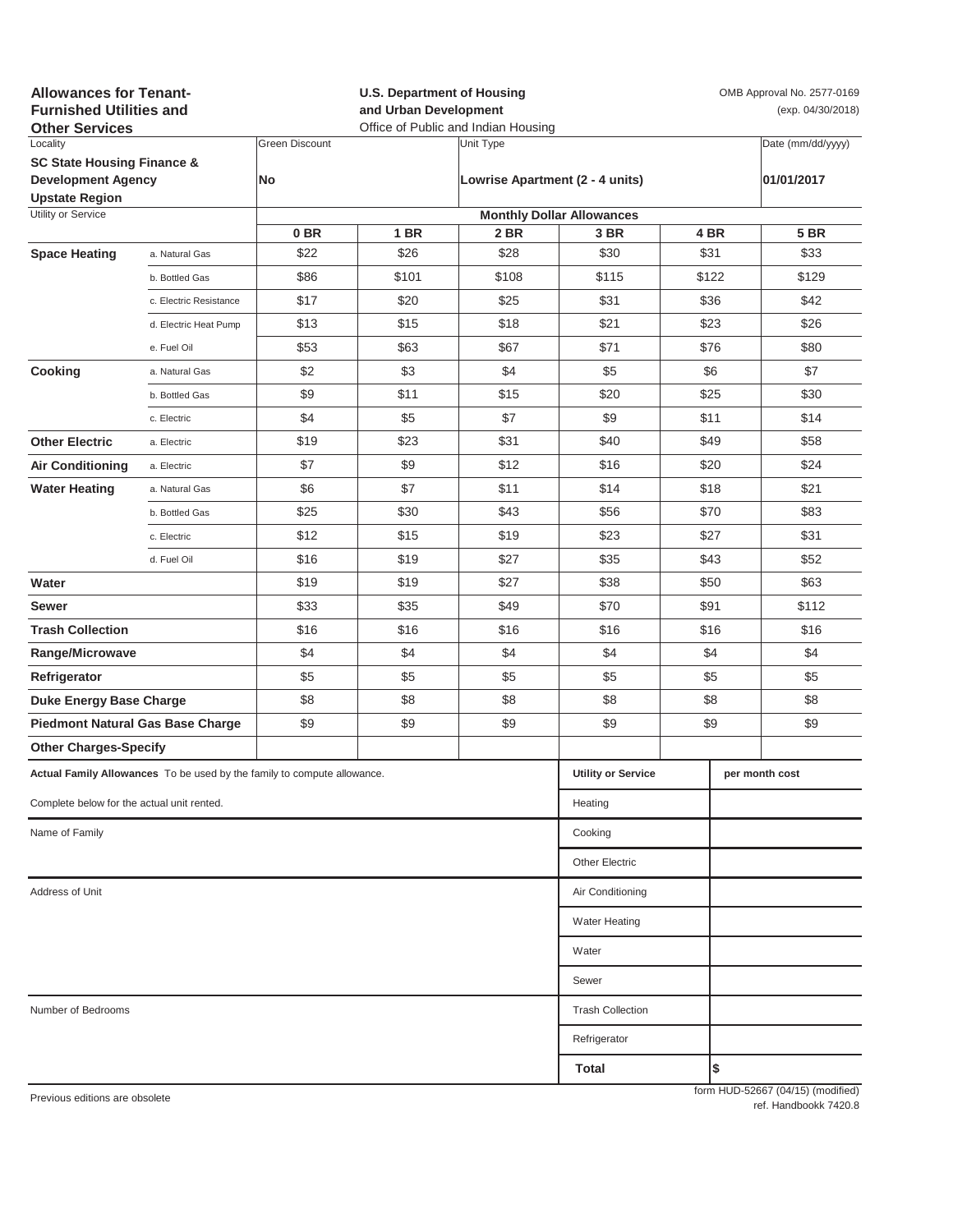**Allowances for Tenant-Furnished Utilities and Other Services**

**U.S. Department of Housing and Urban Development**
Office of Public and Indian Housing

OMB Approval No. 2577-0169 (exp. 04/30/2018)

| Locality | Green Discount | Unit Type | Date (mm/dd/yyyy) |
|---|---|---|---|
| **SC State Housing Finance & Development Agency Upstate Region** | **No** | **Lowrise Apartment (2 - 4 units)** | **01/01/2017** |

| Utility or Service | | Monthly Dollar Allowances | | | | | |
|---|---|---|---|---|---|---|---|
| | | **0 BR** | **1 BR** | **2 BR** | **3 BR** | **4 BR** | **5 BR** |
| **Space Heating** | a. Natural Gas | $22 | $26 | $28 | $30 | $31 | $33 |
| | b. Bottled Gas | $86 | $101 | $108 | $115 | $122 | $129 |
| | c. Electric Resistance | $17 | $20 | $25 | $31 | $36 | $42 |
| | d. Electric Heat Pump | $13 | $15 | $18 | $21 | $23 | $26 |
| | e. Fuel Oil | $53 | $63 | $67 | $71 | $76 | $80 |
| **Cooking** | a. Natural Gas | $2 | $3 | $4 | $5 | $6 | $7 |
| | b. Bottled Gas | $9 | $11 | $15 | $20 | $25 | $30 |
| | c. Electric | $4 | $5 | $7 | $9 | $11 | $14 |
| **Other Electric** | a. Electric | $19 | $23 | $31 | $40 | $49 | $58 |
| **Air Conditioning** | a. Electric | $7 | $9 | $12 | $16 | $20 | $24 |
| **Water Heating** | a. Natural Gas | $6 | $7 | $11 | $14 | $18 | $21 |
| | b. Bottled Gas | $25 | $30 | $43 | $56 | $70 | $83 |
| | c. Electric | $12 | $15 | $19 | $23 | $27 | $31 |
| | d. Fuel Oil | $16 | $19 | $27 | $35 | $43 | $52 |
| **Water** | | $19 | $19 | $27 | $38 | $50 | $63 |
| **Sewer** | | $33 | $35 | $49 | $70 | $91 | $112 |
| **Trash Collection** | | $16 | $16 | $16 | $16 | $16 | $16 |
| **Range/Microwave** | | $4 | $4 | $4 | $4 | $4 | $4 |
| **Refrigerator** | | $5 | $5 | $5 | $5 | $5 | $5 |
| **Duke Energy Base Charge** | | $8 | $8 | $8 | $8 | $8 | $8 |
| **Piedmont Natural Gas Base Charge** | | $9 | $9 | $9 | $9 | $9 | $9 |
| **Other Charges-Specify** | | | | | | | |

**Actual Family Allowances** To be used by the family to compute allowance.

Complete below for the actual unit rented.

Name of Family

Address of Unit

Number of Bedrooms

| Utility or Service | per month cost |
|---|---|
| Heating | |
| Cooking | |
| Other Electric | |
| Air Conditioning | |
| Water Heating | |
| Water | |
| Sewer | |
| Trash Collection | |
| Refrigerator | |
| **Total** | **$** |

Previous editions are obsolete

form HUD-52667 (04/15) (modified)
ref. Handbookk 7420.8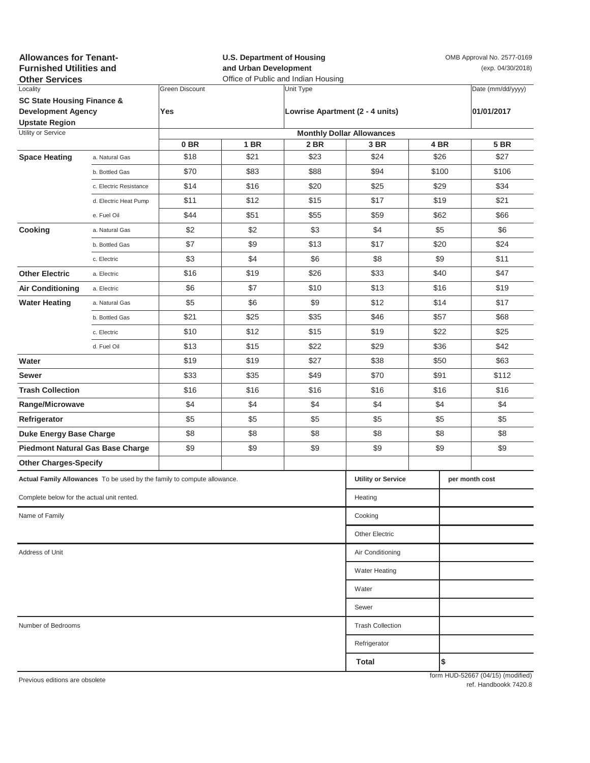**Allowances for Tenant-Furnished Utilities and Other Services**

**U.S. Department of Housing and Urban Development**
Office of Public and Indian Housing

OMB Approval No. 2577-0169 (exp. 04/30/2018)

| Locality | Green Discount | Unit Type | Date (mm/dd/yyyy) |
|---|---|---|---|
| **SC State Housing Finance & Development Agency Upstate Region** | **Yes** | **Lowrise Apartment (2 - 4 units)** | **01/01/2017** |

| Utility or Service | | Monthly Dollar Allowances | | | | | |
|---|---|---|---|---|---|---|---|
| | | **0 BR** | **1 BR** | **2 BR** | **3 BR** | **4 BR** | **5 BR** |
| **Space Heating** | a. Natural Gas | $18 | $21 | $23 | $24 | $26 | $27 |
| | b. Bottled Gas | $70 | $83 | $88 | $94 | $100 | $106 |
| | c. Electric Resistance | $14 | $16 | $20 | $25 | $29 | $34 |
| | d. Electric Heat Pump | $11 | $12 | $15 | $17 | $19 | $21 |
| | e. Fuel Oil | $44 | $51 | $55 | $59 | $62 | $66 |
| **Cooking** | a. Natural Gas | $2 | $2 | $3 | $4 | $5 | $6 |
| | b. Bottled Gas | $7 | $9 | $13 | $17 | $20 | $24 |
| | c. Electric | $3 | $4 | $6 | $8 | $9 | $11 |
| **Other Electric** | a. Electric | $16 | $19 | $26 | $33 | $40 | $47 |
| **Air Conditioning** | a. Electric | $6 | $7 | $10 | $13 | $16 | $19 |
| **Water Heating** | a. Natural Gas | $5 | $6 | $9 | $12 | $14 | $17 |
| | b. Bottled Gas | $21 | $25 | $35 | $46 | $57 | $68 |
| | c. Electric | $10 | $12 | $15 | $19 | $22 | $25 |
| | d. Fuel Oil | $13 | $15 | $22 | $29 | $36 | $42 |
| **Water** | | $19 | $19 | $27 | $38 | $50 | $63 |
| **Sewer** | | $33 | $35 | $49 | $70 | $91 | $112 |
| **Trash Collection** | | $16 | $16 | $16 | $16 | $16 | $16 |
| **Range/Microwave** | | $4 | $4 | $4 | $4 | $4 | $4 |
| **Refrigerator** | | $5 | $5 | $5 | $5 | $5 | $5 |
| **Duke Energy Base Charge** | | $8 | $8 | $8 | $8 | $8 | $8 |
| **Piedmont Natural Gas Base Charge** | | $9 | $9 | $9 | $9 | $9 | $9 |
| **Other Charges-Specify** | | | | | | | |

**Actual Family Allowances** To be used by the family to compute allowance.

Complete below for the actual unit rented.

Name of Family

Address of Unit

Number of Bedrooms

| **Utility or Service** | **per month cost** |
|---|---|
| Heating | |
| Cooking | |
| Other Electric | |
| Air Conditioning | |
| Water Heating | |
| Water | |
| Sewer | |
| Trash Collection | |
| Refrigerator | |
| **Total** | **$** |

Previous editions are obsolete

form HUD-52667 (04/15) (modified)
ref. Handbookk 7420.8